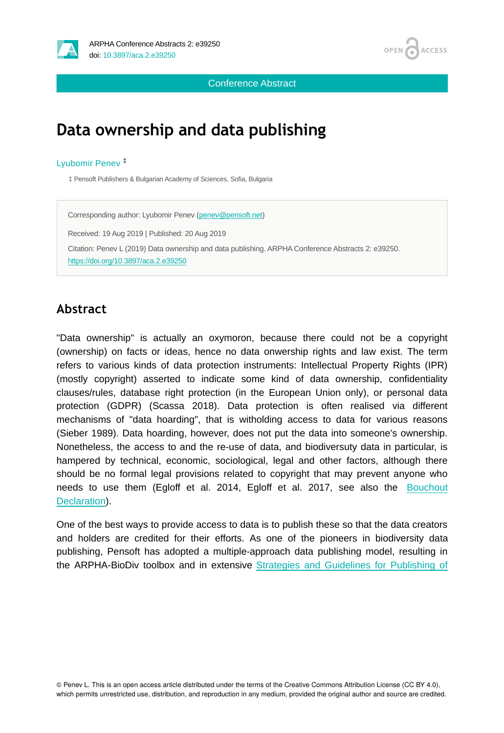Conference Abstract

# Data ownership and data publishing

Lyubomir Penev [‡]

[‡] Pensoft Publishers & Bulgarian Academy of Sciences, Sofia, Bulgaria

Corresponding author: Lyubomir Penev (penev@pensoft.net)

Received: 19 Aug 2019 | Published: 20 Aug 2019

Citation: Penev L (2019) Data ownership and data publishing. ARPHA Conference Abstracts 2: e39250. https://doi.org/10.3897/aca.2.e39250

## Abstract

"Data ownership" is actually an oxymoron, because there could not be a copyright (ownership) on facts or ideas, hence no data onwership rights and law exist. The term refers to various kinds of data protection instruments: Intellectual Property Rights (IPR) (mostly copyright) asserted to indicate some kind of data ownership, confidentiality clauses/rules, database right protection (in the European Union only), or personal data protection (GDPR) (Scassa 2018). Data protection is often realised via different mechanisms of "data hoarding", that is witholding access to data for various reasons (Sieber 1989). Data hoarding, however, does not put the data into someone's ownership. Nonetheless, the access to and the re-use of data, and biodiversuty data in particular, is hampered by technical, economic, sociological, legal and other factors, although there should be no formal legal provisions related to copyright that may prevent anyone who needs to use them (Egloff et al. 2014, Egloff et al. 2017, see also the Bouchout Declaration).

One of the best ways to provide access to data is to publish these so that the data creators and holders are credited for their efforts. As one of the pioneers in biodiversity data publishing, Pensoft has adopted a multiple-approach data publishing model, resulting in the ARPHA-BioDiv toolbox and in extensive Strategies and Guidelines for Publishing of

© Penev L. This is an open access article distributed under the terms of the Creative Commons Attribution License (CC BY 4.0), which permits unrestricted use, distribution, and reproduction in any medium, provided the original author and source are credited.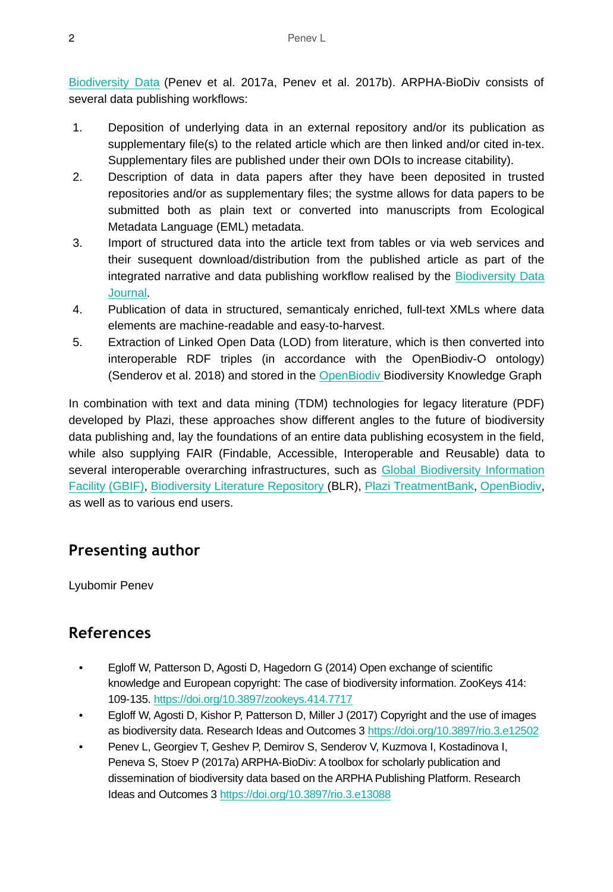Biodiversity Data (Penev et al. 2017a, Penev et al. 2017b). ARPHA-BioDiv consists of several data publishing workflows:

1. Deposition of underlying data in an external repository and/or its publication as supplementary file(s) to the related article which are then linked and/or cited in-tex. Supplementary files are published under their own DOIs to increase citability).
2. Description of data in data papers after they have been deposited in trusted repositories and/or as supplementary files; the systme allows for data papers to be submitted both as plain text or converted into manuscripts from Ecological Metadata Language (EML) metadata.
3. Import of structured data into the article text from tables or via web services and their susequent download/distribution from the published article as part of the integrated narrative and data publishing workflow realised by the Biodiversity Data Journal.
4. Publication of data in structured, semanticaly enriched, full-text XMLs where data elements are machine-readable and easy-to-harvest.
5. Extraction of Linked Open Data (LOD) from literature, which is then converted into interoperable RDF triples (in accordance with the OpenBiodiv-O ontology) (Senderov et al. 2018) and stored in the OpenBiodiv Biodiversity Knowledge Graph

In combination with text and data mining (TDM) technologies for legacy literature (PDF) developed by Plazi, these approaches show different angles to the future of biodiversity data publishing and, lay the foundations of an entire data publishing ecosystem in the field, while also supplying FAIR (Findable, Accessible, Interoperable and Reusable) data to several interoperable overarching infrastructures, such as Global Biodiversity Information Facility (GBIF), Biodiversity Literature Repository (BLR), Plazi TreatmentBank, OpenBiodiv, as well as to various end users.

## Presenting author

Lyubomir Penev

## References

- Egloff W, Patterson D, Agosti D, Hagedorn G (2014) Open exchange of scientific knowledge and European copyright: The case of biodiversity information. ZooKeys 414: 109-135. https://doi.org/10.3897/zookeys.414.7717
- Egloff W, Agosti D, Kishor P, Patterson D, Miller J (2017) Copyright and the use of images as biodiversity data. Research Ideas and Outcomes 3 https://doi.org/10.3897/rio.3.e12502
- Penev L, Georgiev T, Geshev P, Demirov S, Senderov V, Kuzmova I, Kostadinova I, Peneva S, Stoev P (2017a) ARPHA-BioDiv: A toolbox for scholarly publication and dissemination of biodiversity data based on the ARPHA Publishing Platform. Research Ideas and Outcomes 3 https://doi.org/10.3897/rio.3.e13088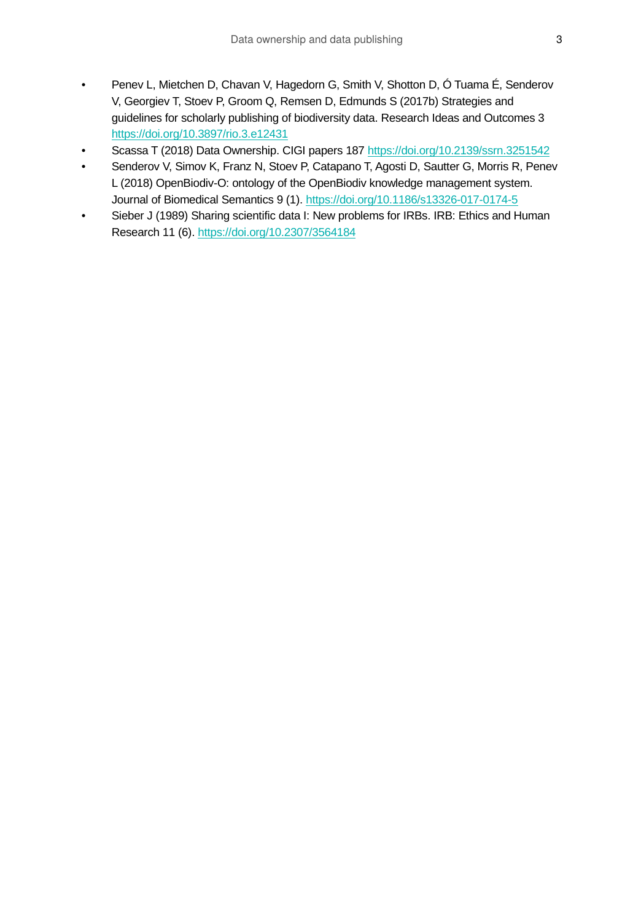- Penev L, Mietchen D, Chavan V, Hagedorn G, Smith V, Shotton D, Ó Tuama É, Senderov V, Georgiev T, Stoev P, Groom Q, Remsen D, Edmunds S (2017b) Strategies and guidelines for scholarly publishing of biodiversity data. Research Ideas and Outcomes 3 https://doi.org/10.3897/rio.3.e12431
- Scassa T (2018) Data Ownership. CIGI papers 187 https://doi.org/10.2139/ssrn.3251542
- Senderov V, Simov K, Franz N, Stoev P, Catapano T, Agosti D, Sautter G, Morris R, Penev L (2018) OpenBiodiv-O: ontology of the OpenBiodiv knowledge management system. Journal of Biomedical Semantics 9 (1). https://doi.org/10.1186/s13326-017-0174-5
- Sieber J (1989) Sharing scientific data I: New problems for IRBs. IRB: Ethics and Human Research 11 (6). https://doi.org/10.2307/3564184